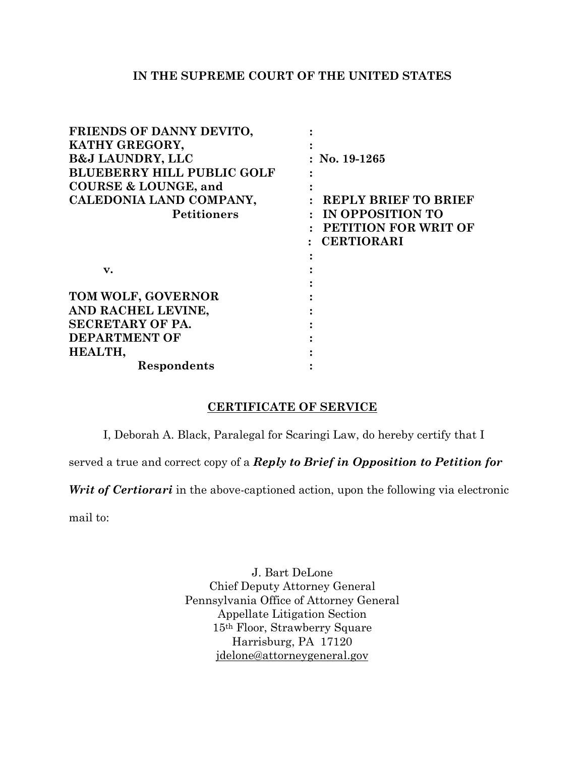**IN THE SUPREME COURT OF THE UNITED STATES**

| | | |
|---|---|---|
| **FRIENDS OF DANNY DEVITO,** | : | |
| **KATHY GREGORY,** | : | |
| **B&J LAUNDRY, LLC** | : | **No. 19-1265** |
| **BLUEBERRY HILL PUBLIC GOLF** | : | |
| **COURSE & LOUNGE, and** | : | |
| **CALEDONIA LAND COMPANY,** | : | **REPLY BRIEF TO BRIEF** |
| **Petitioners** | : | **IN OPPOSITION TO** |
| | : | **PETITION FOR WRIT OF** |
| | : | **CERTIORARI** |
| | : | |
| **v.** | : | |
| | : | |
| **TOM WOLF, GOVERNOR** | : | |
| **AND RACHEL LEVINE,** | : | |
| **SECRETARY OF PA.** | : | |
| **DEPARTMENT OF** | : | |
| **HEALTH,** | : | |
| **Respondents** | : | |

**CERTIFICATE OF SERVICE**

I, Deborah A. Black, Paralegal for Scaringi Law, do hereby certify that I served a true and correct copy of a ***Reply to Brief in Opposition to Petition for Writ of Certiorari*** in the above-captioned action, upon the following via electronic mail to:

J. Bart DeLone
Chief Deputy Attorney General
Pennsylvania Office of Attorney General
Appellate Litigation Section
15th Floor, Strawberry Square
Harrisburg, PA 17120
jdelone@attorneygeneral.gov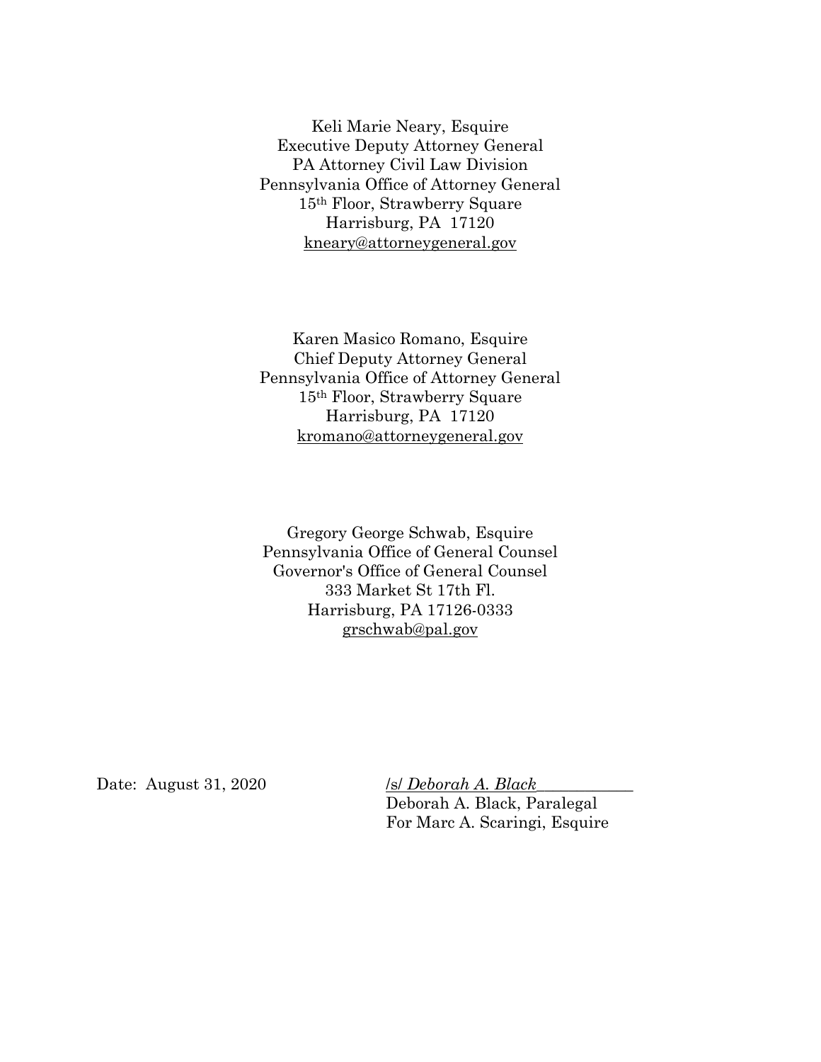Keli Marie Neary, Esquire
Executive Deputy Attorney General
PA Attorney Civil Law Division
Pennsylvania Office of Attorney General
15th Floor, Strawberry Square
Harrisburg, PA 17120
kneary@attorneygeneral.gov

Karen Masico Romano, Esquire
Chief Deputy Attorney General
Pennsylvania Office of Attorney General
15th Floor, Strawberry Square
Harrisburg, PA 17120
kromano@attorneygeneral.gov

Gregory George Schwab, Esquire
Pennsylvania Office of General Counsel
Governor's Office of General Counsel
333 Market St 17th Fl.
Harrisburg, PA 17126-0333
grschwab@pal.gov

Date: August 31, 2020

/s/ *Deborah A. Black*
Deborah A. Black, Paralegal
For Marc A. Scaringi, Esquire